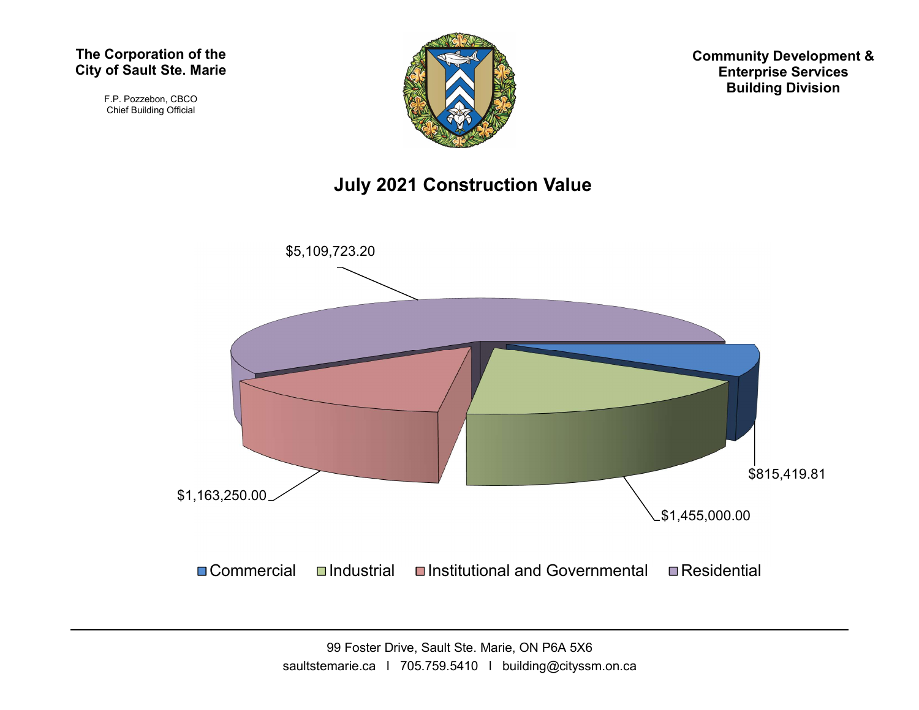**The Corporation of the City of Sault Ste. Marie**

F.P. Pozzebon, CBCO
Chief Building Official

**Community Development & Enterprise Services Building Division**

# July 2021 Construction Value

| Category | Construction Value |
|---|---|
| Commercial | $815,419.81 |
| Industrial | $1,455,000.00 |
| Institutional and Governmental | $1,163,250.00 |
| Residential | $5,109,723.20 |

99 Foster Drive, Sault Ste. Marie, ON P6A 5X6
saultstemarie.ca | 705.759.5410 | building@cityssm.on.ca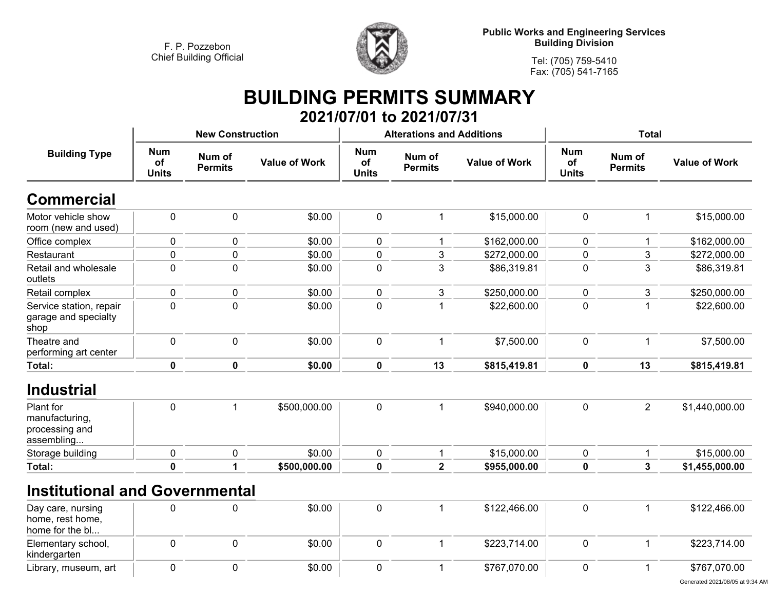F. P. Pozzebon
Chief Building Official

**Public Works and Engineering Services**
**Building Division**

Tel: (705) 759-5410
Fax: (705) 541-7165

# BUILDING PERMITS SUMMARY

## 2021/07/01 to 2021/07/31

| Building Type | New Construction | | | Alterations and Additions | | | Total | | |
|---|---|---|---|---|---|---|---|---|---|
| | Num of Units | Num of Permits | Value of Work | Num of Units | Num of Permits | Value of Work | Num of Units | Num of Permits | Value of Work |
| **Commercial** | | | | | | | | | |
| Motor vehicle show room (new and used) | 0 | 0 | $0.00 | 0 | 1 | $15,000.00 | 0 | 1 | $15,000.00 |
| Office complex | 0 | 0 | $0.00 | 0 | 1 | $162,000.00 | 0 | 1 | $162,000.00 |
| Restaurant | 0 | 0 | $0.00 | 0 | 3 | $272,000.00 | 0 | 3 | $272,000.00 |
| Retail and wholesale outlets | 0 | 0 | $0.00 | 0 | 3 | $86,319.81 | 0 | 3 | $86,319.81 |
| Retail complex | 0 | 0 | $0.00 | 0 | 3 | $250,000.00 | 0 | 3 | $250,000.00 |
| Service station, repair garage and specialty shop | 0 | 0 | $0.00 | 0 | 1 | $22,600.00 | 0 | 1 | $22,600.00 |
| Theatre and performing art center | 0 | 0 | $0.00 | 0 | 1 | $7,500.00 | 0 | 1 | $7,500.00 |
| **Total:** | **0** | **0** | **$0.00** | **0** | **13** | **$815,419.81** | **0** | **13** | **$815,419.81** |
| **Industrial** | | | | | | | | | |
| Plant for manufacturing, processing and assembling... | 0 | 1 | $500,000.00 | 0 | 1 | $940,000.00 | 0 | 2 | $1,440,000.00 |
| Storage building | 0 | 0 | $0.00 | 0 | 1 | $15,000.00 | 0 | 1 | $15,000.00 |
| **Total:** | **0** | **1** | **$500,000.00** | **0** | **2** | **$955,000.00** | **0** | **3** | **$1,455,000.00** |
| **Institutional and Governmental** | | | | | | | | | |
| Day care, nursing home, rest home, home for the bl... | 0 | 0 | $0.00 | 0 | 1 | $122,466.00 | 0 | 1 | $122,466.00 |
| Elementary school, kindergarten | 0 | 0 | $0.00 | 0 | 1 | $223,714.00 | 0 | 1 | $223,714.00 |
| Library, museum, art | 0 | 0 | $0.00 | 0 | 1 | $767,070.00 | 0 | 1 | $767,070.00 |

Generated 2021/08/05 at 9:34 AM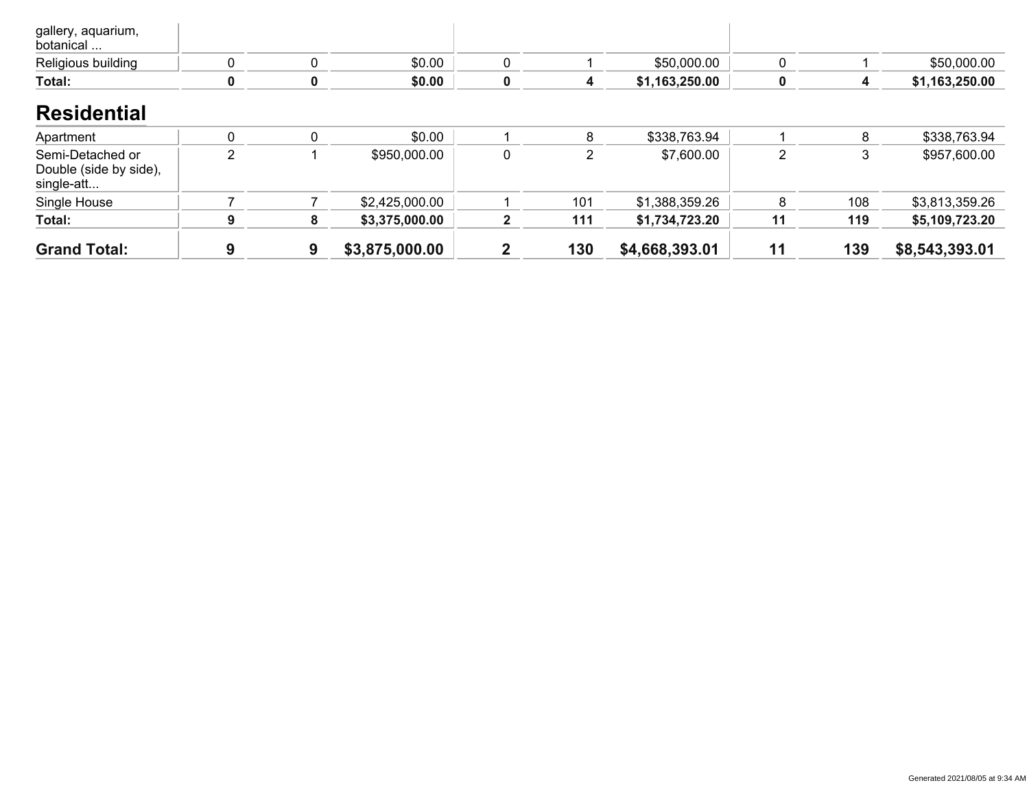| | | | | | | | | | |
|---|---|---|---|---|---|---|---|---|---|
| gallery, aquarium, botanical ... | | | | | | | | | |
| Religious building | 0 | 0 | $0.00 | 0 | 1 | $50,000.00 | 0 | 1 | $50,000.00 |
| **Total:** | **0** | **0** | **$0.00** | **0** | **4** | **$1,163,250.00** | **0** | **4** | **$1,163,250.00** |

## Residential

| | | | | | | | | | |
|---|---|---|---|---|---|---|---|---|---|
| Apartment | 0 | 0 | $0.00 | 1 | 8 | $338,763.94 | 1 | 8 | $338,763.94 |
| Semi-Detached or Double (side by side), single-att... | 2 | 1 | $950,000.00 | 0 | 2 | $7,600.00 | 2 | 3 | $957,600.00 |
| Single House | 7 | 7 | $2,425,000.00 | 1 | 101 | $1,388,359.26 | 8 | 108 | $3,813,359.26 |
| **Total:** | **9** | **8** | **$3,375,000.00** | **2** | **111** | **$1,734,723.20** | **11** | **119** | **$5,109,723.20** |
| **Grand Total:** | **9** | **9** | **$3,875,000.00** | **2** | **130** | **$4,668,393.01** | **11** | **139** | **$8,543,393.01** |

Generated 2021/08/05 at 9:34 AM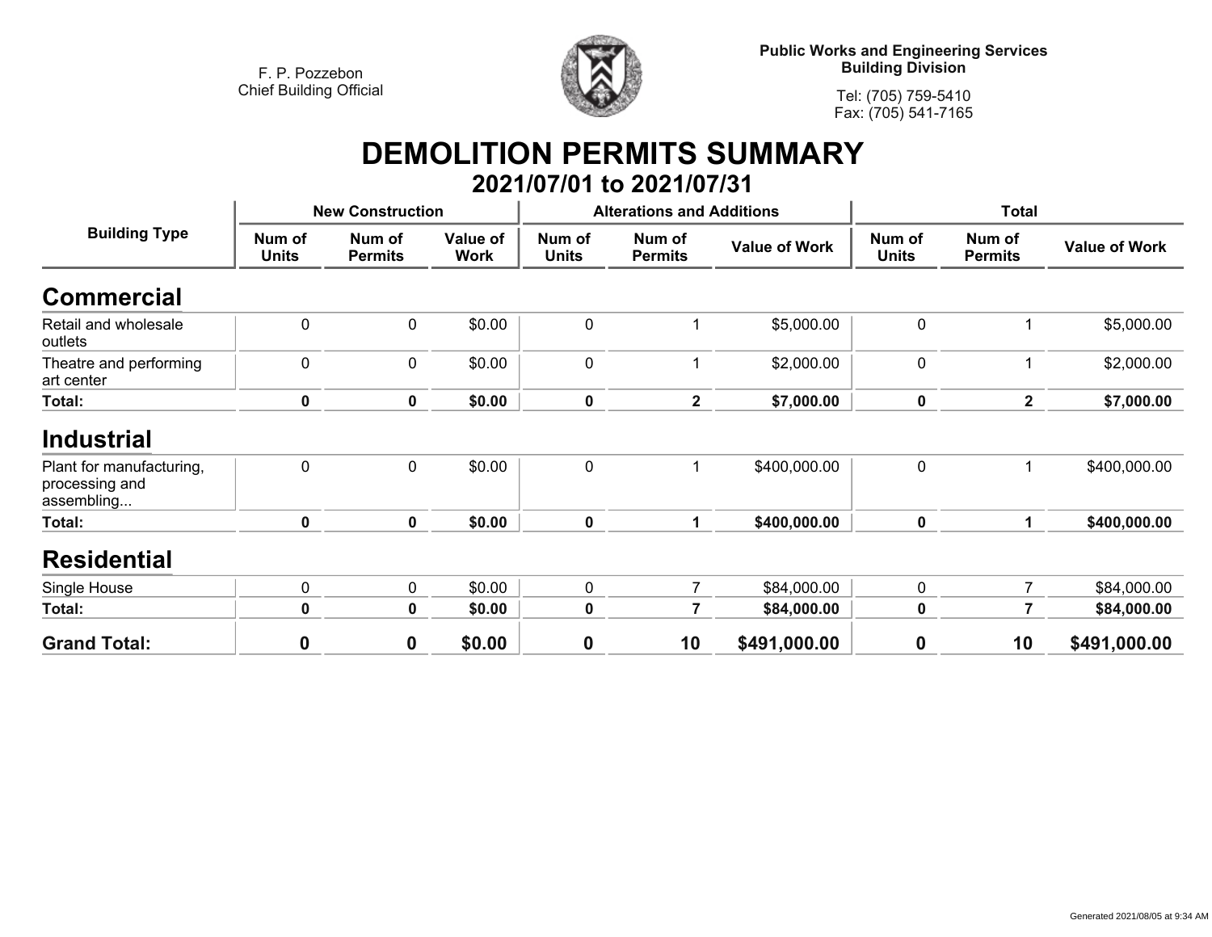F. P. Pozzebon
Chief Building Official

**Public Works and Engineering Services**
**Building Division**

Tel: (705) 759-5410
Fax: (705) 541-7165

# DEMOLITION PERMITS SUMMARY

## 2021/07/01 to 2021/07/31

| Building Type | New Construction | | | Alterations and Additions | | | Total | | |
|---|---|---|---|---|---|---|---|---|---|
| | Num of Units | Num of Permits | Value of Work | Num of Units | Num of Permits | Value of Work | Num of Units | Num of Permits | Value of Work |
| **Commercial** | | | | | | | | | |
| Retail and wholesale outlets | 0 | 0 | $0.00 | 0 | 1 | $5,000.00 | 0 | 1 | $5,000.00 |
| Theatre and performing art center | 0 | 0 | $0.00 | 0 | 1 | $2,000.00 | 0 | 1 | $2,000.00 |
| **Total:** | **0** | **0** | **$0.00** | **0** | **2** | **$7,000.00** | **0** | **2** | **$7,000.00** |
| **Industrial** | | | | | | | | | |
| Plant for manufacturing, processing and assembling... | 0 | 0 | $0.00 | 0 | 1 | $400,000.00 | 0 | 1 | $400,000.00 |
| **Total:** | **0** | **0** | **$0.00** | **0** | **1** | **$400,000.00** | **0** | **1** | **$400,000.00** |
| **Residential** | | | | | | | | | |
| Single House | 0 | 0 | $0.00 | 0 | 7 | $84,000.00 | 0 | 7 | $84,000.00 |
| **Total:** | **0** | **0** | **$0.00** | **0** | **7** | **$84,000.00** | **0** | **7** | **$84,000.00** |
| **Grand Total:** | **0** | **0** | **$0.00** | **0** | **10** | **$491,000.00** | **0** | **10** | **$491,000.00** |

Generated 2021/08/05 at 9:34 AM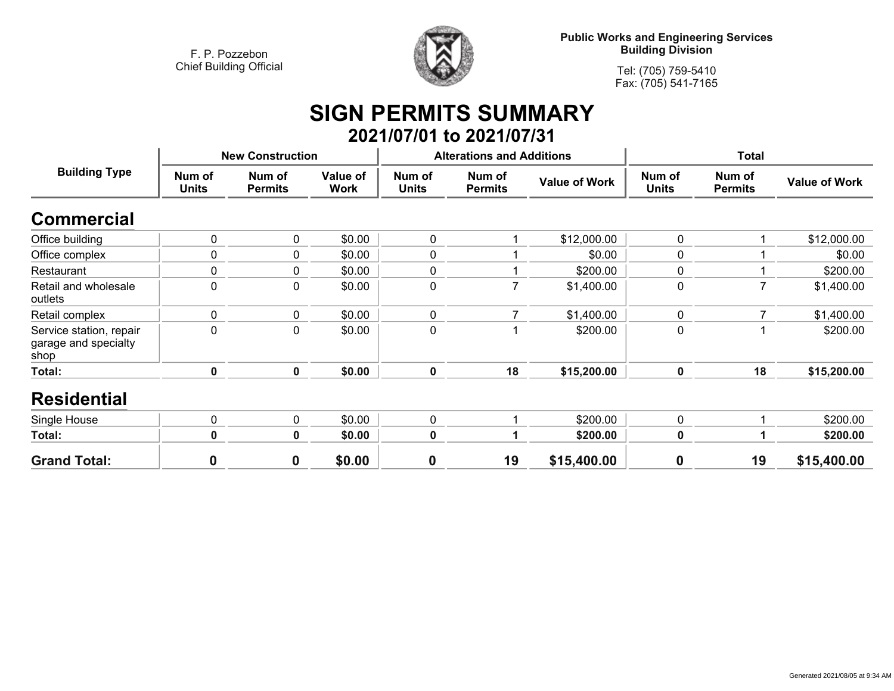F. P. Pozzebon
Chief Building Official

**Public Works and Engineering Services**
**Building Division**

Tel: (705) 759-5410
Fax: (705) 541-7165

# SIGN PERMITS SUMMARY
## 2021/07/01 to 2021/07/31

| Building Type | New Construction | | | Alterations and Additions | | | Total | | |
|---|---|---|---|---|---|---|---|---|---|
| | Num of Units | Num of Permits | Value of Work | Num of Units | Num of Permits | Value of Work | Num of Units | Num of Permits | Value of Work |
| **Commercial** | | | | | | | | | |
| Office building | 0 | 0 | $0.00 | 0 | 1 | $12,000.00 | 0 | 1 | $12,000.00 |
| Office complex | 0 | 0 | $0.00 | 0 | 1 | $0.00 | 0 | 1 | $0.00 |
| Restaurant | 0 | 0 | $0.00 | 0 | 1 | $200.00 | 0 | 1 | $200.00 |
| Retail and wholesale outlets | 0 | 0 | $0.00 | 0 | 7 | $1,400.00 | 0 | 7 | $1,400.00 |
| Retail complex | 0 | 0 | $0.00 | 0 | 7 | $1,400.00 | 0 | 7 | $1,400.00 |
| Service station, repair garage and specialty shop | 0 | 0 | $0.00 | 0 | 1 | $200.00 | 0 | 1 | $200.00 |
| **Total:** | **0** | **0** | **$0.00** | **0** | **18** | **$15,200.00** | **0** | **18** | **$15,200.00** |
| **Residential** | | | | | | | | | |
| Single House | 0 | 0 | $0.00 | 0 | 1 | $200.00 | 0 | 1 | $200.00 |
| **Total:** | **0** | **0** | **$0.00** | **0** | **1** | **$200.00** | **0** | **1** | **$200.00** |
| **Grand Total:** | **0** | **0** | **$0.00** | **0** | **19** | **$15,400.00** | **0** | **19** | **$15,400.00** |

Generated 2021/08/05 at 9:34 AM